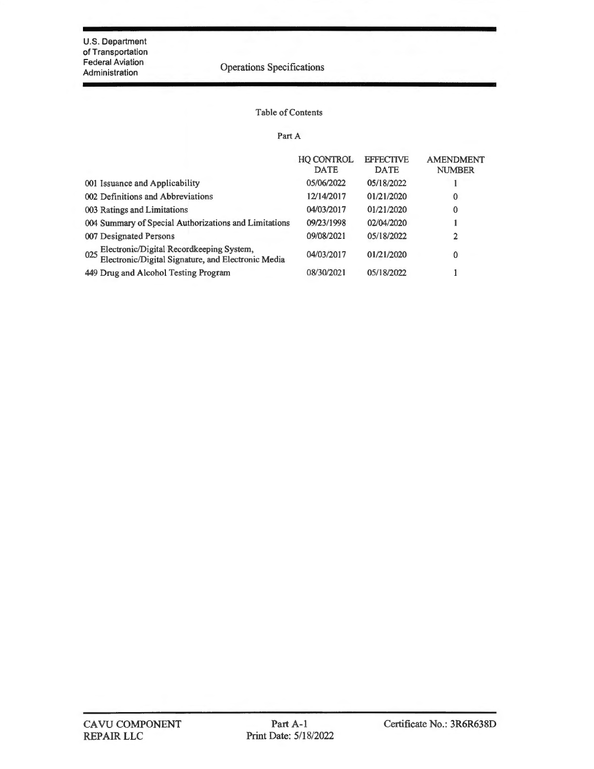U.S. Department of Transportation
Federal Aviation Administration

# Operations Specifications

## Table of Contents

### Part A

| | HQ CONTROL DATE | EFFECTIVE DATE | AMENDMENT NUMBER |
|---|---|---|---|
| 001 Issuance and Applicability | 05/06/2022 | 05/18/2022 | 1 |
| 002 Definitions and Abbreviations | 12/14/2017 | 01/21/2020 | 0 |
| 003 Ratings and Limitations | 04/03/2017 | 01/21/2020 | 0 |
| 004 Summary of Special Authorizations and Limitations | 09/23/1998 | 02/04/2020 | 1 |
| 007 Designated Persons | 09/08/2021 | 05/18/2022 | 2 |
| 025 Electronic/Digital Recordkeeping System, Electronic/Digital Signature, and Electronic Media | 04/03/2017 | 01/21/2020 | 0 |
| 449 Drug and Alcohol Testing Program | 08/30/2021 | 05/18/2022 | 1 |

CAVU COMPONENT REPAIR LLC — Part A-1 — Print Date: 5/18/2022 — Certificate No.: 3R6R638D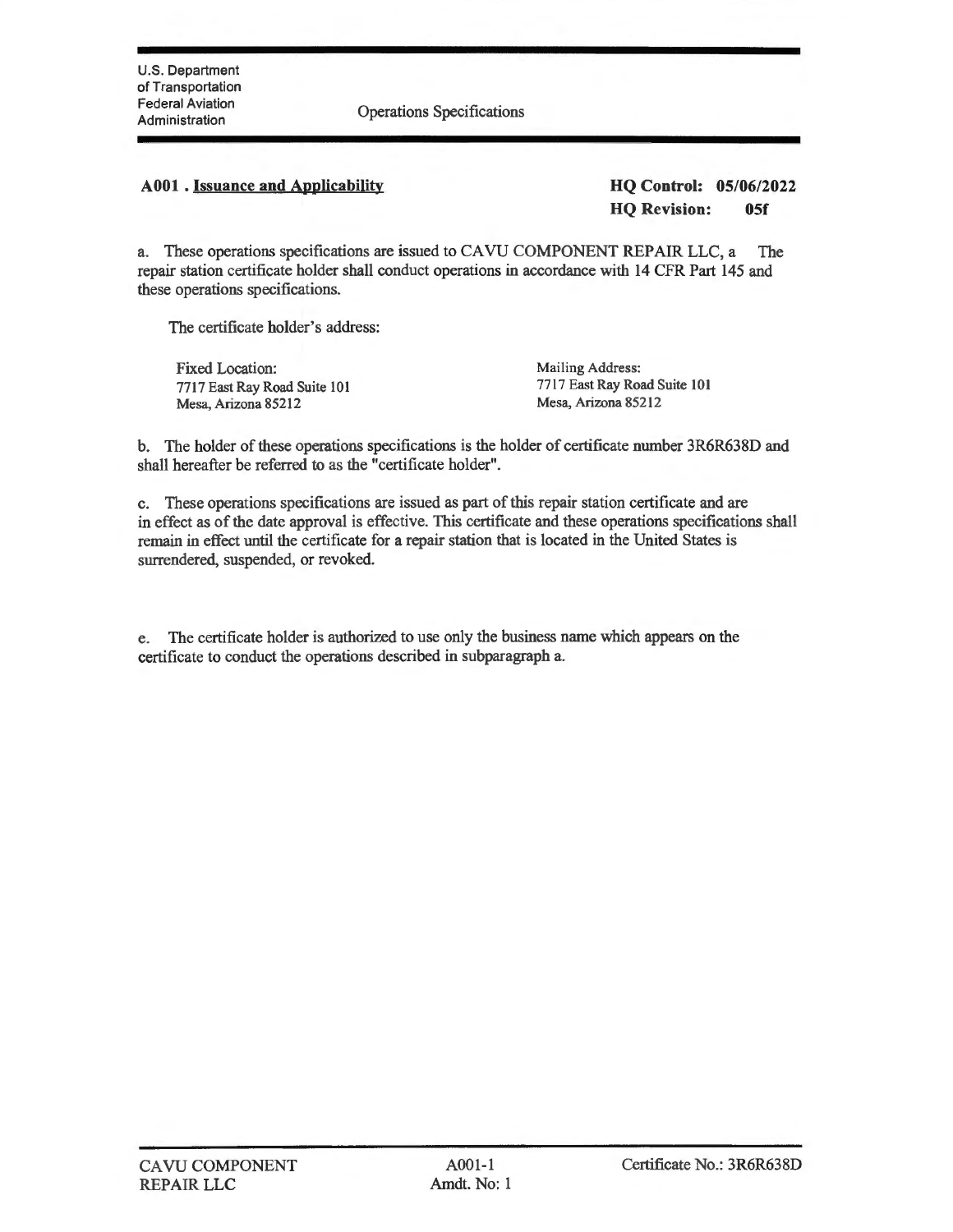U.S. Department of Transportation
Federal Aviation Administration

Operations Specifications

## A001 . Issuance and Applicability

**HQ Control: 05/06/2022**
**HQ Revision: 05f**

a. These operations specifications are issued to CAVU COMPONENT REPAIR LLC, a The repair station certificate holder shall conduct operations in accordance with 14 CFR Part 145 and these operations specifications.

The certificate holder's address:

| Fixed Location: | Mailing Address: |
| --- | --- |
| 7717 East Ray Road Suite 101 | 7717 East Ray Road Suite 101 |
| Mesa, Arizona 85212 | Mesa, Arizona 85212 |

b. The holder of these operations specifications is the holder of certificate number 3R6R638D and shall hereafter be referred to as the "certificate holder".

c. These operations specifications are issued as part of this repair station certificate and are in effect as of the date approval is effective. This certificate and these operations specifications shall remain in effect until the certificate for a repair station that is located in the United States is surrendered, suspended, or revoked.

e. The certificate holder is authorized to use only the business name which appears on the certificate to conduct the operations described in subparagraph a.

CAVU COMPONENT REPAIR LLC

A001-1
Amdt. No: 1

Certificate No.: 3R6R638D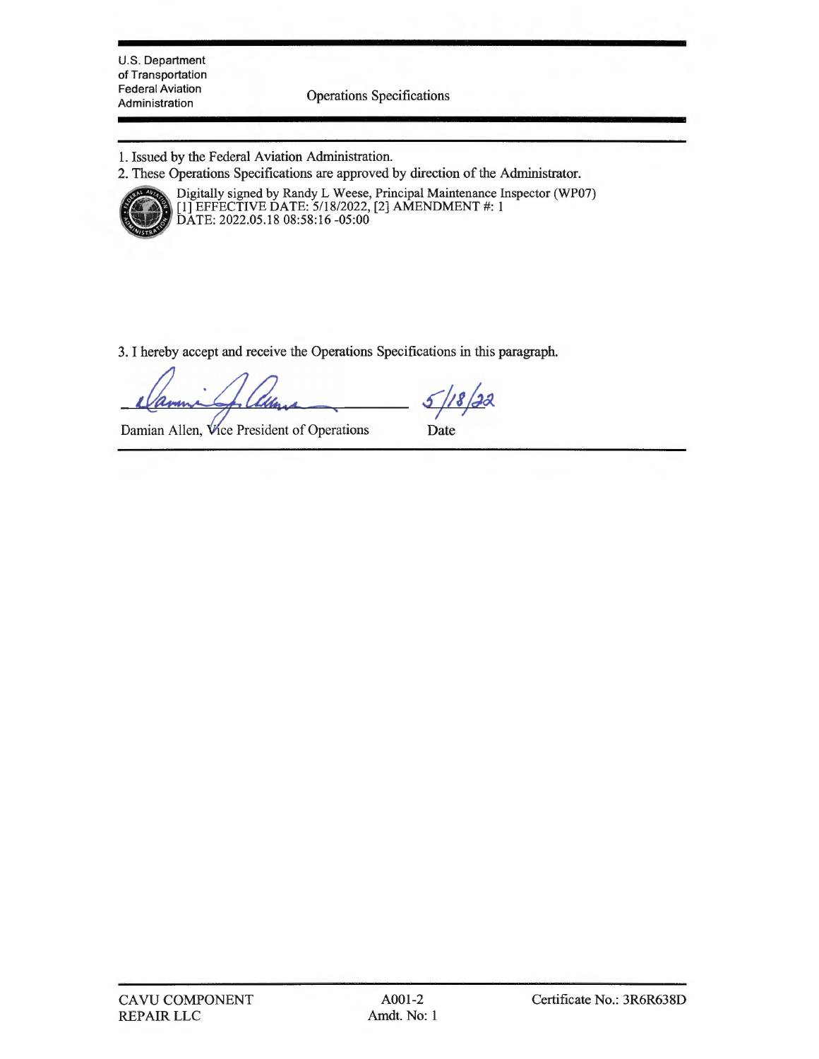U.S. Department of Transportation
Federal Aviation Administration

Operations Specifications

1. Issued by the Federal Aviation Administration.
2. These Operations Specifications are approved by direction of the Administrator.

Digitally signed by Randy L Weese, Principal Maintenance Inspector (WP07)
[1] EFFECTIVE DATE: 5/18/2022, [2] AMENDMENT #: 1
DATE: 2022.05.18 08:58:16 -05:00

3. I hereby accept and receive the Operations Specifications in this paragraph.

Damian Allen, Vice President of Operations — Date: 5/18/22

CAVU COMPONENT REPAIR LLC | A001-2 Amdt. No: 1 | Certificate No.: 3R6R638D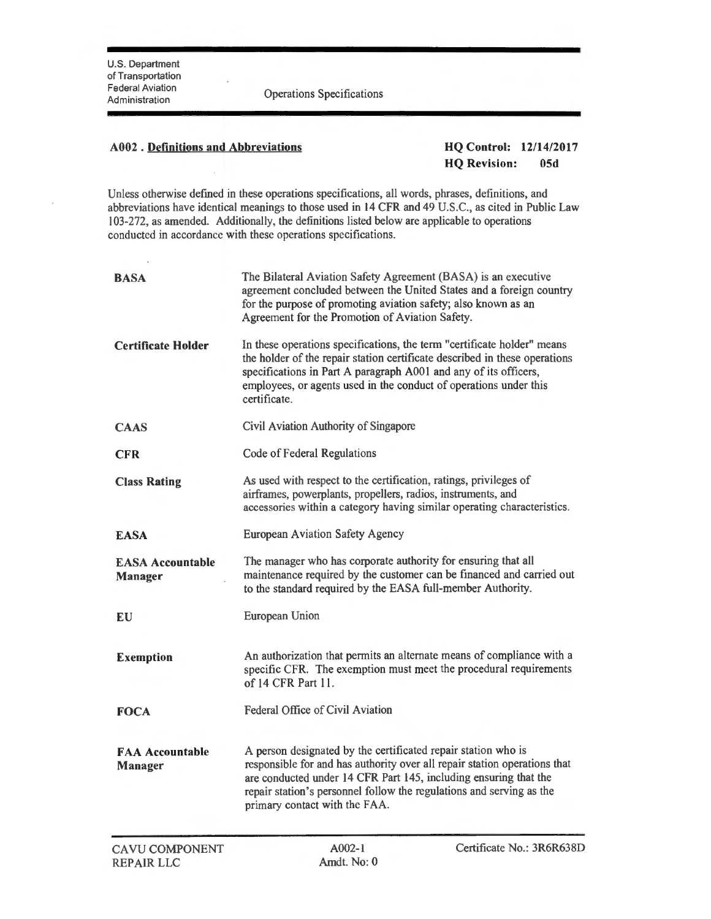U.S. Department of Transportation
Federal Aviation Administration

Operations Specifications

## A002 . Definitions and Abbreviations

**HQ Control: 12/14/2017**
**HQ Revision: 05d**

Unless otherwise defined in these operations specifications, all words, phrases, definitions, and abbreviations have identical meanings to those used in 14 CFR and 49 U.S.C., as cited in Public Law 103-272, as amended. Additionally, the definitions listed below are applicable to operations conducted in accordance with these operations specifications.

| | |
|---|---|
| **BASA** | The Bilateral Aviation Safety Agreement (BASA) is an executive agreement concluded between the United States and a foreign country for the purpose of promoting aviation safety; also known as an Agreement for the Promotion of Aviation Safety. |
| **Certificate Holder** | In these operations specifications, the term "certificate holder" means the holder of the repair station certificate described in these operations specifications in Part A paragraph A001 and any of its officers, employees, or agents used in the conduct of operations under this certificate. |
| **CAAS** | Civil Aviation Authority of Singapore |
| **CFR** | Code of Federal Regulations |
| **Class Rating** | As used with respect to the certification, ratings, privileges of airframes, powerplants, propellers, radios, instruments, and accessories within a category having similar operating characteristics. |
| **EASA** | European Aviation Safety Agency |
| **EASA Accountable Manager** | The manager who has corporate authority for ensuring that all maintenance required by the customer can be financed and carried out to the standard required by the EASA full-member Authority. |
| **EU** | European Union |
| **Exemption** | An authorization that permits an alternate means of compliance with a specific CFR. The exemption must meet the procedural requirements of 14 CFR Part 11. |
| **FOCA** | Federal Office of Civil Aviation |
| **FAA Accountable Manager** | A person designated by the certificated repair station who is responsible for and has authority over all repair station operations that are conducted under 14 CFR Part 145, including ensuring that the repair station's personnel follow the regulations and serving as the primary contact with the FAA. |

CAVU COMPONENT REPAIR LLC — A002-1 Amdt. No: 0 — Certificate No.: 3R6R638D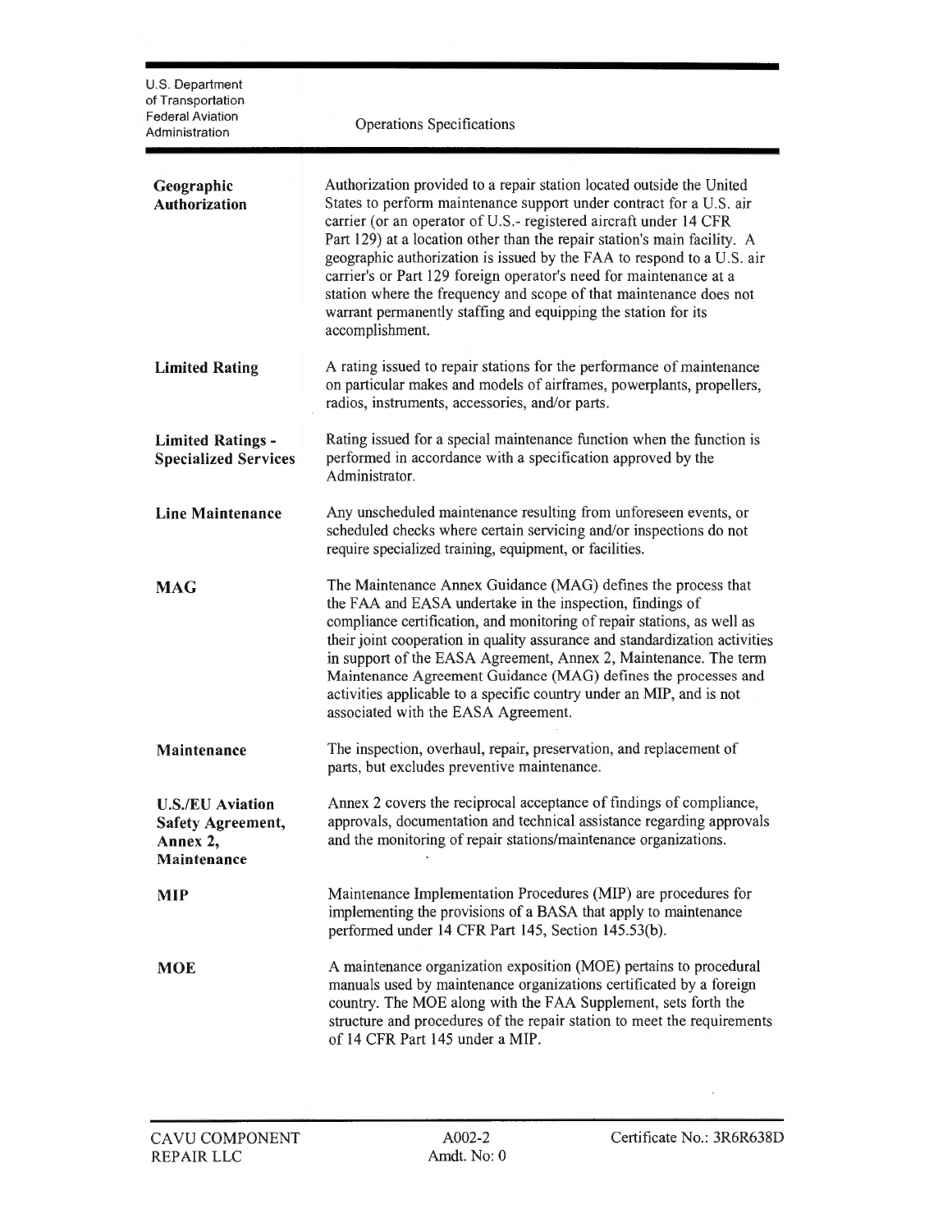**Geographic Authorization**

Authorization provided to a repair station located outside the United States to perform maintenance support under contract for a U.S. air carrier (or an operator of U.S.- registered aircraft under 14 CFR Part 129) at a location other than the repair station's main facility. A geographic authorization is issued by the FAA to respond to a U.S. air carrier's or Part 129 foreign operator's need for maintenance at a station where the frequency and scope of that maintenance does not warrant permanently staffing and equipping the station for its accomplishment.

**Limited Rating**

A rating issued to repair stations for the performance of maintenance on particular makes and models of airframes, powerplants, propellers, radios, instruments, accessories, and/or parts.

**Limited Ratings - Specialized Services**

Rating issued for a special maintenance function when the function is performed in accordance with a specification approved by the Administrator.

**Line Maintenance**

Any unscheduled maintenance resulting from unforeseen events, or scheduled checks where certain servicing and/or inspections do not require specialized training, equipment, or facilities.

**MAG**

The Maintenance Annex Guidance (MAG) defines the process that the FAA and EASA undertake in the inspection, findings of compliance certification, and monitoring of repair stations, as well as their joint cooperation in quality assurance and standardization activities in support of the EASA Agreement, Annex 2, Maintenance. The term Maintenance Agreement Guidance (MAG) defines the processes and activities applicable to a specific country under an MIP, and is not associated with the EASA Agreement.

**Maintenance**

The inspection, overhaul, repair, preservation, and replacement of parts, but excludes preventive maintenance.

**U.S./EU Aviation Safety Agreement, Annex 2, Maintenance**

Annex 2 covers the reciprocal acceptance of findings of compliance, approvals, documentation and technical assistance regarding approvals and the monitoring of repair stations/maintenance organizations.

**MIP**

Maintenance Implementation Procedures (MIP) are procedures for implementing the provisions of a BASA that apply to maintenance performed under 14 CFR Part 145, Section 145.53(b).

**MOE**

A maintenance organization exposition (MOE) pertains to procedural manuals used by maintenance organizations certificated by a foreign country. The MOE along with the FAA Supplement, sets forth the structure and procedures of the repair station to meet the requirements of 14 CFR Part 145 under a MIP.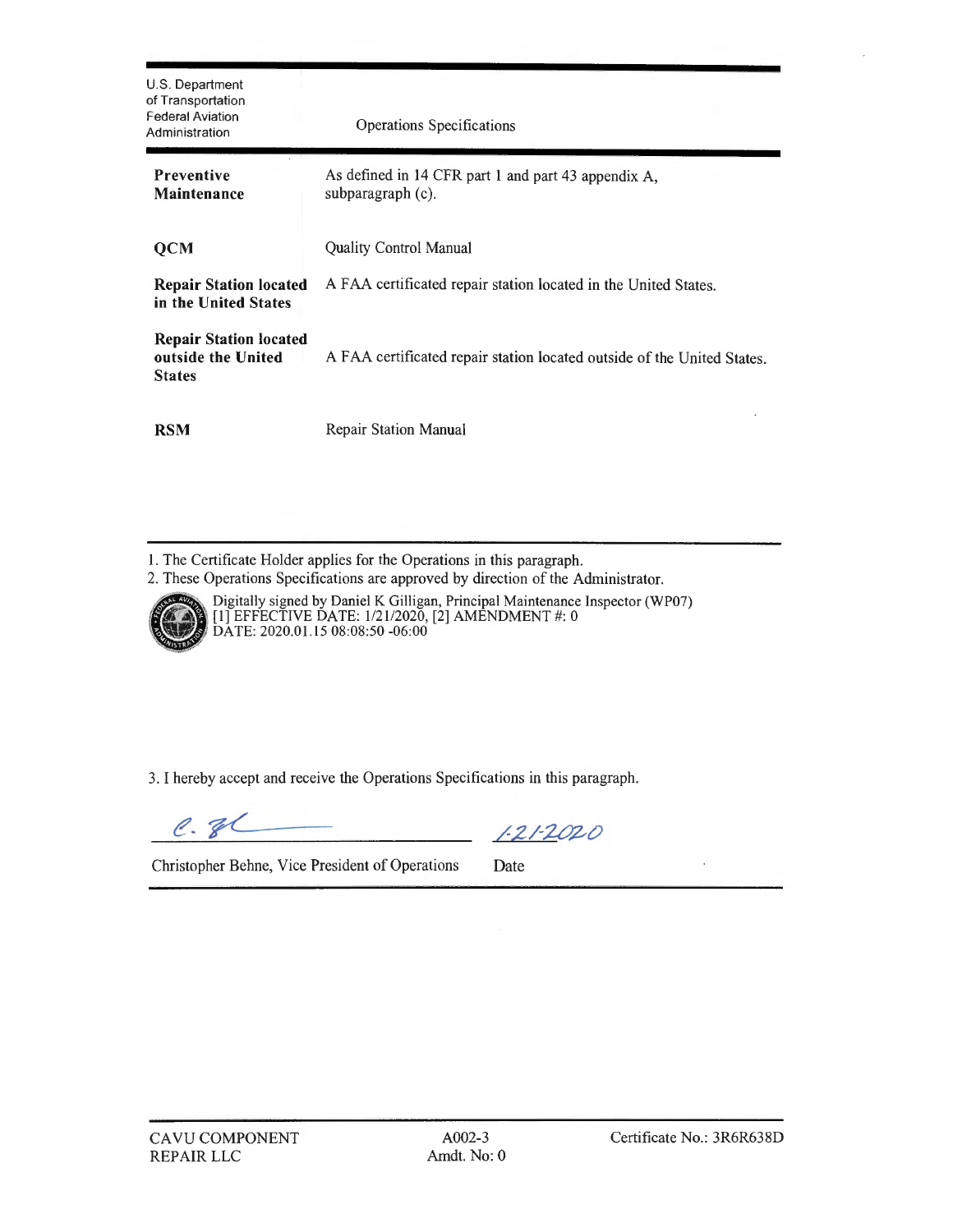U.S. Department of Transportation Federal Aviation Administration

Operations Specifications

| | |
|---|---|
| **Preventive Maintenance** | As defined in 14 CFR part 1 and part 43 appendix A, subparagraph (c). |
| **QCM** | Quality Control Manual |
| **Repair Station located in the United States** | A FAA certificated repair station located in the United States. |
| **Repair Station located outside the United States** | A FAA certificated repair station located outside of the United States. |
| **RSM** | Repair Station Manual |

1. The Certificate Holder applies for the Operations in this paragraph.
2. These Operations Specifications are approved by direction of the Administrator.

Digitally signed by Daniel K Gilligan, Principal Maintenance Inspector (WP07)
[1] EFFECTIVE DATE: 1/21/2020, [2] AMENDMENT #: 0
DATE: 2020.01.15 08:08:50 -06:00

3. I hereby accept and receive the Operations Specifications in this paragraph.

C. B — 1-21-2020

Christopher Behne, Vice President of Operations — Date

CAVU COMPONENT REPAIR LLC — A002-3 Amdt. No: 0 — Certificate No.: 3R6R638D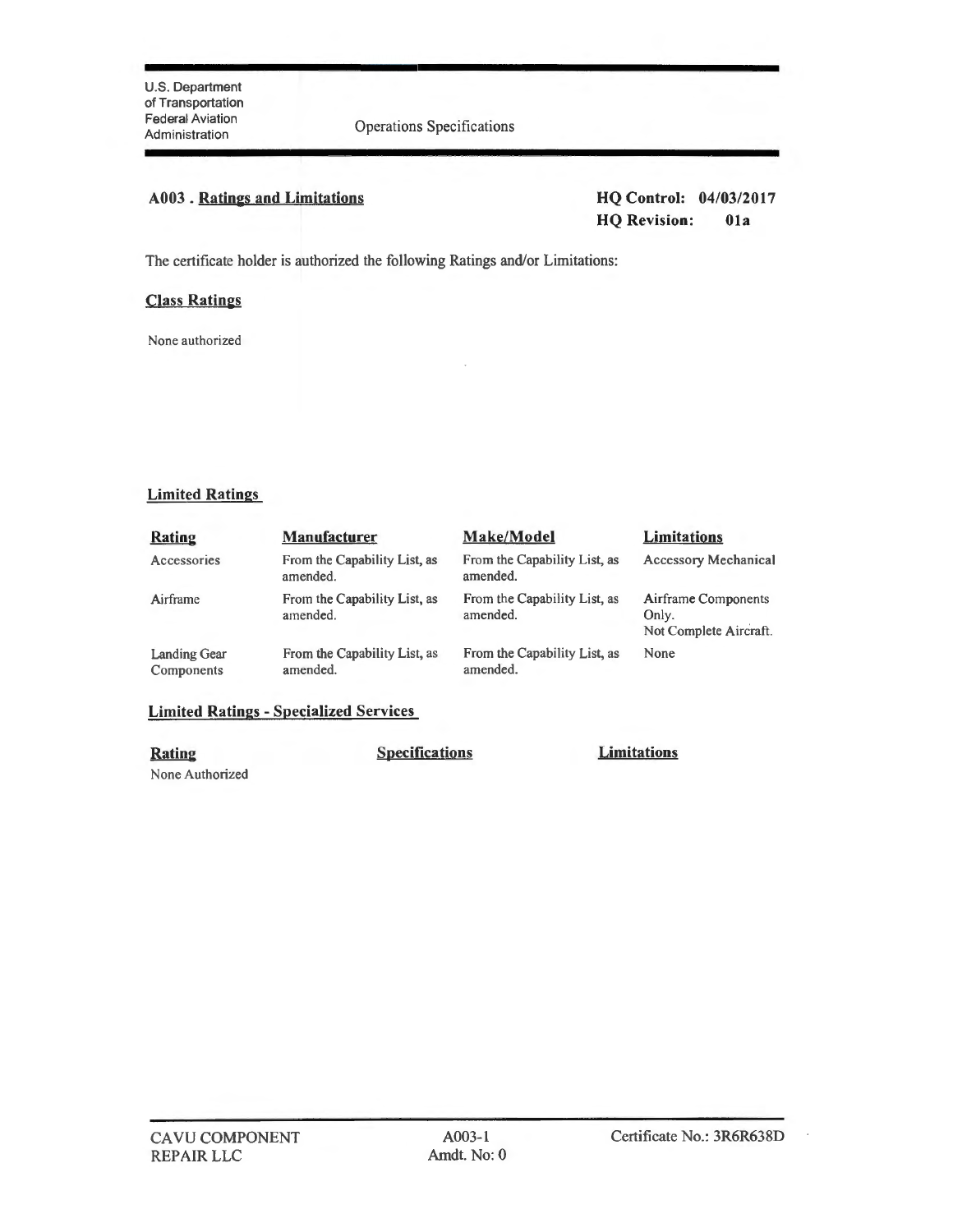U.S. Department of Transportation
Federal Aviation Administration

Operations Specifications

## A003 . Ratings and Limitations

**HQ Control: 04/03/2017**
**HQ Revision: 01a**

The certificate holder is authorized the following Ratings and/or Limitations:

### Class Ratings

None authorized

### Limited Ratings

| Rating | Manufacturer | Make/Model | Limitations |
|---|---|---|---|
| Accessories | From the Capability List, as amended. | From the Capability List, as amended. | Accessory Mechanical |
| Airframe | From the Capability List, as amended. | From the Capability List, as amended. | Airframe Components Only. Not Complete Aircraft. |
| Landing Gear Components | From the Capability List, as amended. | From the Capability List, as amended. | None |

### Limited Ratings - Specialized Services

| Rating | Specifications | Limitations |
|---|---|---|
| None Authorized | | |

CAVU COMPONENT REPAIR LLC | A003-1 Amdt. No: 0 | Certificate No.: 3R6R638D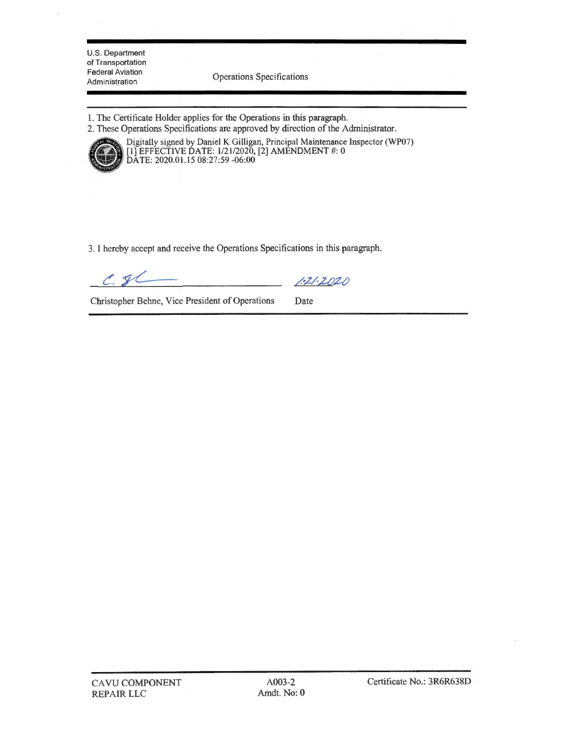U.S. Department of Transportation
Federal Aviation Administration

Operations Specifications

1. The Certificate Holder applies for the Operations in this paragraph.
2. These Operations Specifications are approved by direction of the Administrator.

Digitally signed by Daniel K Gilligan, Principal Maintenance Inspector (WP07)
[1] EFFECTIVE DATE: 1/21/2020, [2] AMENDMENT #: 0
DATE: 2020.01.15 08:27:59 -06:00

3. I hereby accept and receive the Operations Specifications in this paragraph.

C. Behne — 1-21-2020

Christopher Behne, Vice President of Operations — Date

CAVU COMPONENT REPAIR LLC — A003-2 Amdt. No: 0 — Certificate No.: 3R6R638D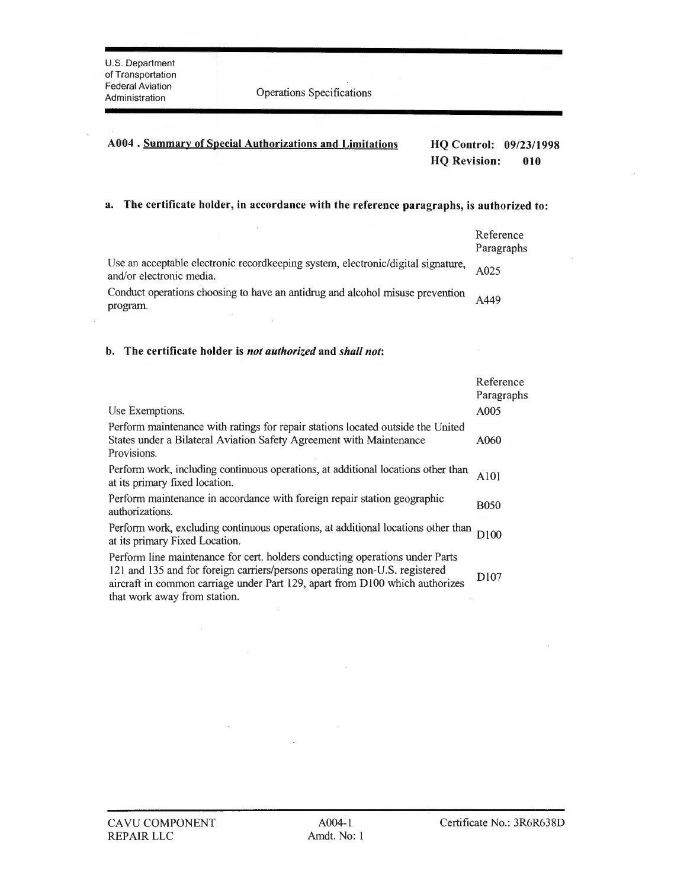U.S. Department of Transportation
Federal Aviation Administration

Operations Specifications

## A004 . Summary of Special Authorizations and Limitations

**HQ Control: 09/23/1998**
**HQ Revision: 010**

### a. The certificate holder, in accordance with the reference paragraphs, is authorized to:

| | Reference Paragraphs |
|---|---|
| Use an acceptable electronic recordkeeping system, electronic/digital signature, and/or electronic media. | A025 |
| Conduct operations choosing to have an antidrug and alcohol misuse prevention program. | A449 |

### b. The certificate holder is *not authorized* and *shall not*:

| | Reference Paragraphs |
|---|---|
| Use Exemptions. | A005 |
| Perform maintenance with ratings for repair stations located outside the United States under a Bilateral Aviation Safety Agreement with Maintenance Provisions. | A060 |
| Perform work, including continuous operations, at additional locations other than at its primary fixed location. | A101 |
| Perform maintenance in accordance with foreign repair station geographic authorizations. | B050 |
| Perform work, excluding continuous operations, at additional locations other than at its primary Fixed Location. | D100 |
| Perform line maintenance for cert. holders conducting operations under Parts 121 and 135 and for foreign carriers/persons operating non-U.S. registered aircraft in common carriage under Part 129, apart from D100 which authorizes that work away from station. | D107 |

CAVU COMPONENT REPAIR LLC — A004-1 Amdt. No: 1 — Certificate No.: 3R6R638D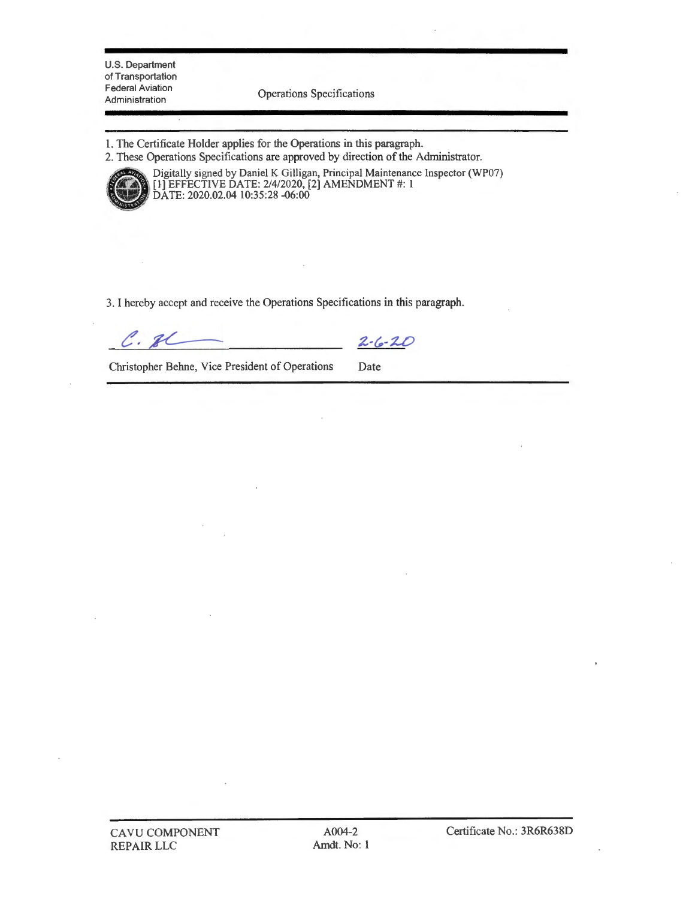U.S. Department of Transportation
Federal Aviation Administration

Operations Specifications

---

1. The Certificate Holder applies for the Operations in this paragraph.
2. These Operations Specifications are approved by direction of the Administrator.

Digitally signed by Daniel K Gilligan, Principal Maintenance Inspector (WP07)
[1] EFFECTIVE DATE: 2/4/2020, [2] AMENDMENT #: 1
DATE: 2020.02.04 10:35:28 -06:00

3. I hereby accept and receive the Operations Specifications in this paragraph.

C. B ______________________ 2-6-20

Christopher Behne, Vice President of Operations &nbsp;&nbsp;&nbsp; Date

---

CAVU COMPONENT REPAIR LLC &nbsp;&nbsp;&nbsp; A004-2 Amdt. No: 1 &nbsp;&nbsp;&nbsp; Certificate No.: 3R6R638D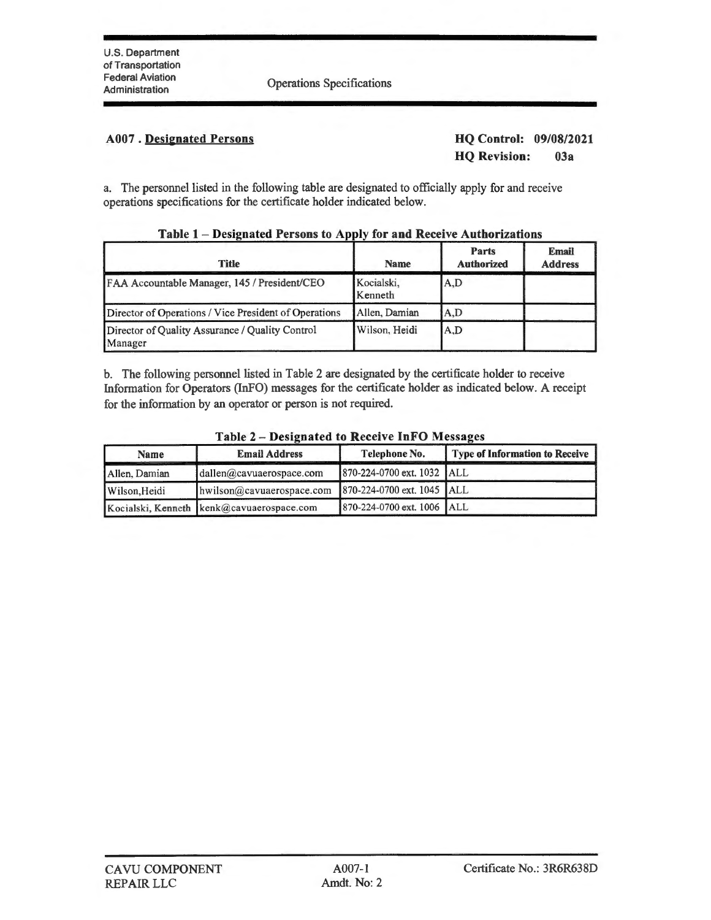# A007 . Designated Persons

**HQ Control: 09/08/2021**
**HQ Revision: 03a**

a. The personnel listed in the following table are designated to officially apply for and receive operations specifications for the certificate holder indicated below.

**Table 1 – Designated Persons to Apply for and Receive Authorizations**

| Title | Name | Parts Authorized | Email Address |
|---|---|---|---|
| FAA Accountable Manager, 145 / President/CEO | Kocialski, Kenneth | A,D | |
| Director of Operations / Vice President of Operations | Allen, Damian | A,D | |
| Director of Quality Assurance / Quality Control Manager | Wilson, Heidi | A,D | |

b. The following personnel listed in Table 2 are designated by the certificate holder to receive Information for Operators (InFO) messages for the certificate holder as indicated below. A receipt for the information by an operator or person is not required.

**Table 2 – Designated to Receive InFO Messages**

| Name | Email Address | Telephone No. | Type of Information to Receive |
|---|---|---|---|
| Allen, Damian | dallen@cavuaerospace.com | 870-224-0700 ext. 1032 | ALL |
| Wilson,Heidi | hwilson@cavuaerospace.com | 870-224-0700 ext. 1045 | ALL |
| Kocialski, Kenneth | kenk@cavuaerospace.com | 870-224-0700 ext. 1006 | ALL |

CAVU COMPONENT REPAIR LLC | A007-1 Amdt. No: 2 | Certificate No.: 3R6R638D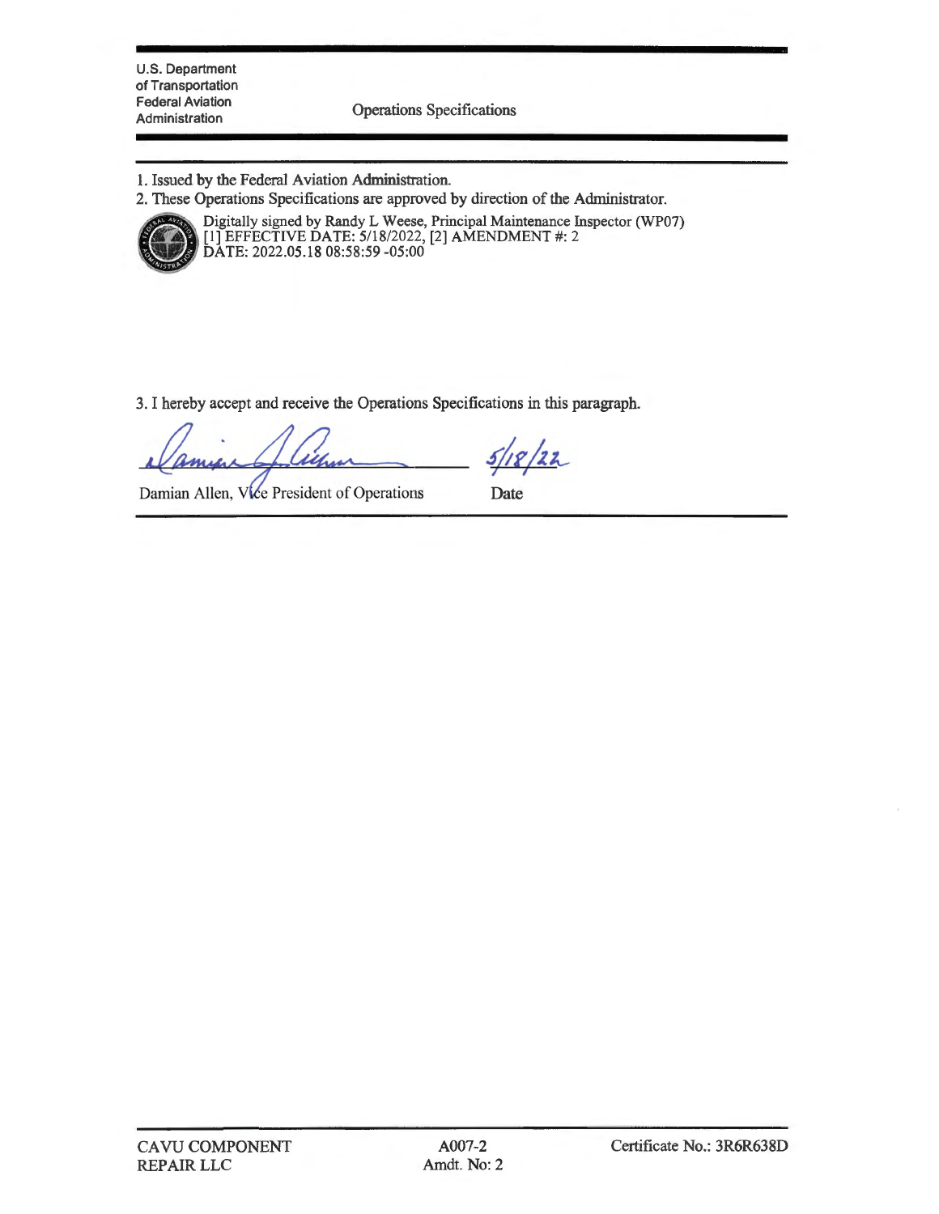U.S. Department of Transportation
Federal Aviation Administration

Operations Specifications

1. Issued by the Federal Aviation Administration.
2. These Operations Specifications are approved by direction of the Administrator.

Digitally signed by Randy L Weese, Principal Maintenance Inspector (WP07)
[1] EFFECTIVE DATE: 5/18/2022, [2] AMENDMENT #: 2
DATE: 2022.05.18 08:58:59 -05:00

3. I hereby accept and receive the Operations Specifications in this paragraph.

Damian Allen, Vice President of Operations — 5/18/22

Date

CAVU COMPONENT REPAIR LLC | A007-2 Amdt. No: 2 | Certificate No.: 3R6R638D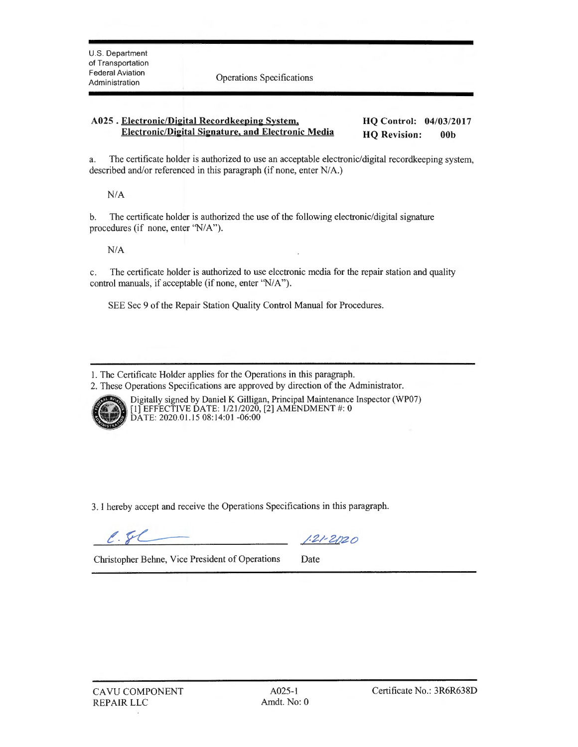U.S. Department of Transportation
Federal Aviation Administration

Operations Specifications

**A025 . Electronic/Digital Recordkeeping System, Electronic/Digital Signature, and Electronic Media**

**HQ Control: 04/03/2017**
**HQ Revision: 00b**

a. The certificate holder is authorized to use an acceptable electronic/digital recordkeeping system, described and/or referenced in this paragraph (if none, enter N/A.)

N/A

b. The certificate holder is authorized the use of the following electronic/digital signature procedures (if none, enter "N/A").

N/A

c. The certificate holder is authorized to use electronic media for the repair station and quality control manuals, if acceptable (if none, enter "N/A").

SEE Sec 9 of the Repair Station Quality Control Manual for Procedures.

---

1. The Certificate Holder applies for the Operations in this paragraph.
2. These Operations Specifications are approved by direction of the Administrator.

Digitally signed by Daniel K Gilligan, Principal Maintenance Inspector (WP07)
[1] EFFECTIVE DATE: 1/21/2020, [2] AMENDMENT #: 0
DATE: 2020.01.15 08:14:01 -06:00

3. I hereby accept and receive the Operations Specifications in this paragraph.

C. Behne _______________ 1-21-2020

Christopher Behne, Vice President of Operations — Date

---

CAVU COMPONENT REPAIR LLC — A025-1 Amdt. No: 0 — Certificate No.: 3R6R638D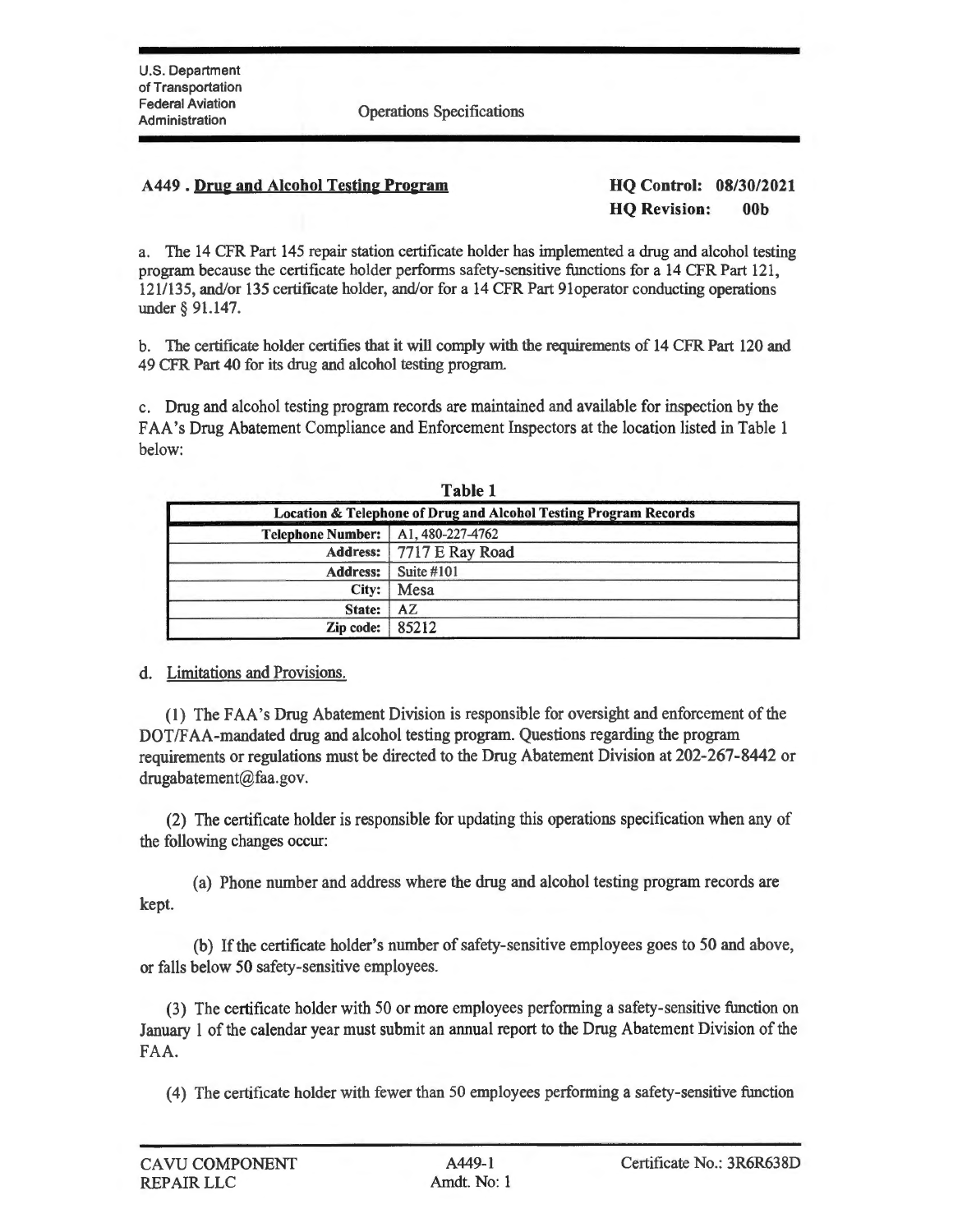## A449 . Drug and Alcohol Testing Program

**HQ Control: 08/30/2021**
**HQ Revision: 00b**

a. The 14 CFR Part 145 repair station certificate holder has implemented a drug and alcohol testing program because the certificate holder performs safety-sensitive functions for a 14 CFR Part 121, 121/135, and/or 135 certificate holder, and/or for a 14 CFR Part 91operator conducting operations under § 91.147.

b. The certificate holder certifies that it will comply with the requirements of 14 CFR Part 120 and 49 CFR Part 40 for its drug and alcohol testing program.

c. Drug and alcohol testing program records are maintained and available for inspection by the FAA's Drug Abatement Compliance and Enforcement Inspectors at the location listed in Table 1 below:

**Table 1**

| Location & Telephone of Drug and Alcohol Testing Program Records | |
|---|---|
| **Telephone Number:** | A1, 480-227-4762 |
| **Address:** | 7717 E Ray Road |
| **Address:** | Suite #101 |
| **City:** | Mesa |
| **State:** | AZ |
| **Zip code:** | 85212 |

d. Limitations and Provisions.

(1) The FAA's Drug Abatement Division is responsible for oversight and enforcement of the DOT/FAA-mandated drug and alcohol testing program. Questions regarding the program requirements or regulations must be directed to the Drug Abatement Division at 202-267-8442 or drugabatement@faa.gov.

(2) The certificate holder is responsible for updating this operations specification when any of the following changes occur:

(a) Phone number and address where the drug and alcohol testing program records are kept.

(b) If the certificate holder's number of safety-sensitive employees goes to 50 and above, or falls below 50 safety-sensitive employees.

(3) The certificate holder with 50 or more employees performing a safety-sensitive function on January 1 of the calendar year must submit an annual report to the Drug Abatement Division of the FAA.

(4) The certificate holder with fewer than 50 employees performing a safety-sensitive function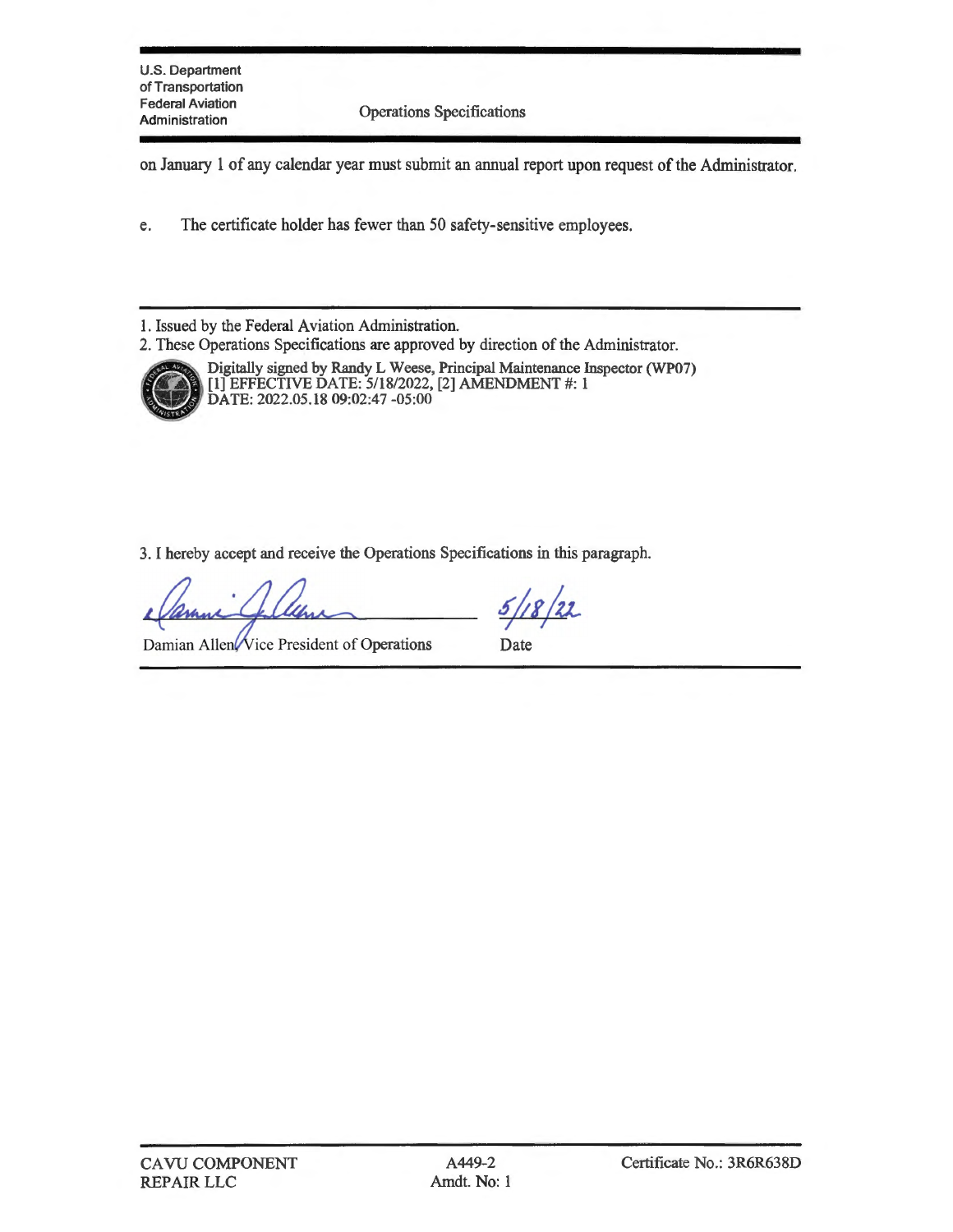on January 1 of any calendar year must submit an annual report upon request of the Administrator.

e. The certificate holder has fewer than 50 safety-sensitive employees.

---

1. Issued by the Federal Aviation Administration.
2. These Operations Specifications are approved by direction of the Administrator.

Digitally signed by Randy L Weese, Principal Maintenance Inspector (WP07)
[1] EFFECTIVE DATE: 5/18/2022, [2] AMENDMENT #: 1
DATE: 2022.05.18 09:02:47 -05:00

3. I hereby accept and receive the Operations Specifications in this paragraph.

Damian Allen, Vice President of Operations — 5/18/22

Date